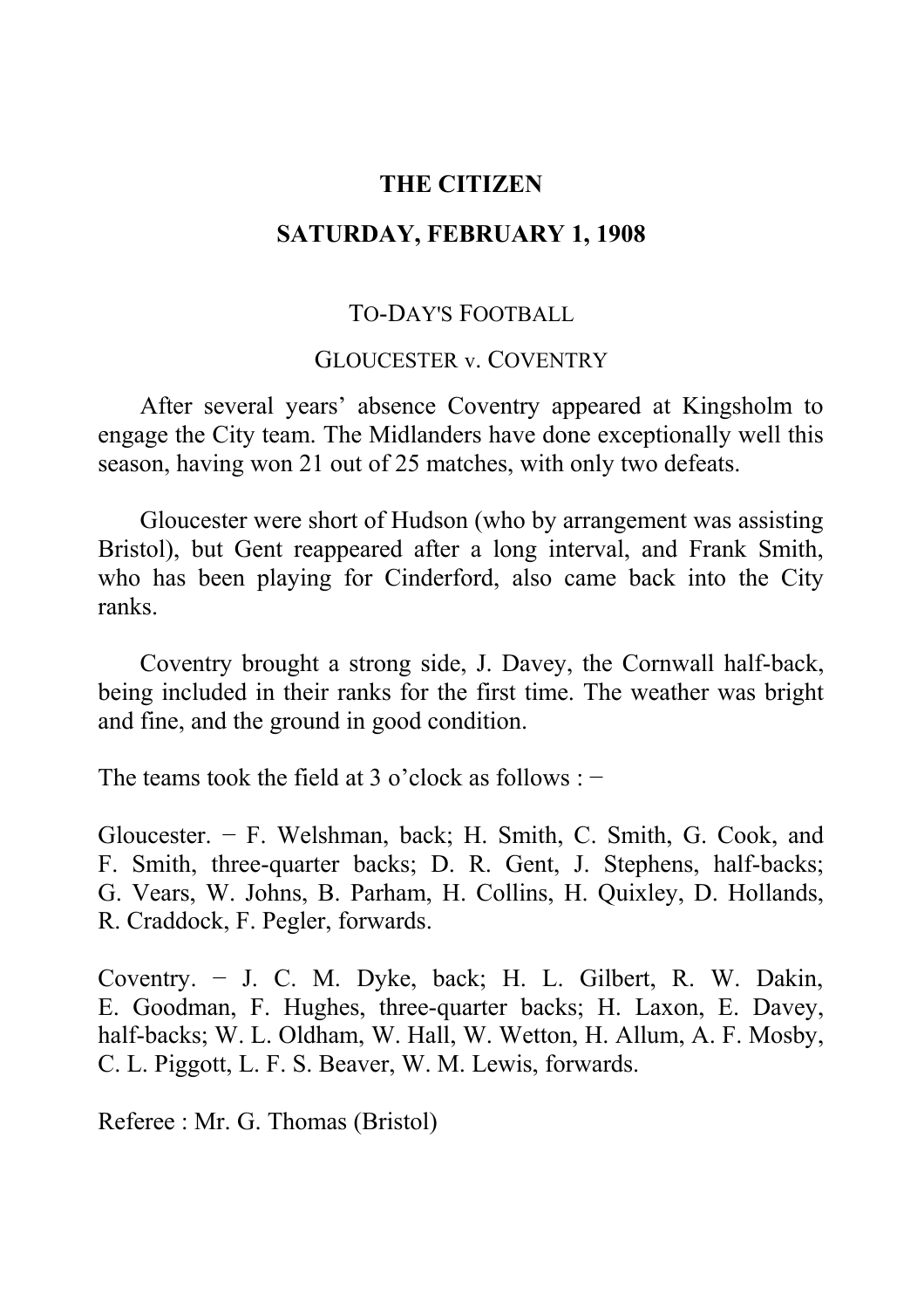# THE CITIZEN

## SATURDAY, FEBRUARY 1, 1908

### TO-DAY'S FOOTBALL

### GLOUCESTER v. COVENTRY

After several years' absence Coventry appeared at Kingsholm to engage the City team. The Midlanders have done exceptionally well this season, having won 21 out of 25 matches, with only two defeats.

Gloucester were short of Hudson (who by arrangement was assisting Bristol), but Gent reappeared after a long interval, and Frank Smith, who has been playing for Cinderford, also came back into the City ranks.

Coventry brought a strong side, J. Davey, the Cornwall half-back, being included in their ranks for the first time. The weather was bright and fine, and the ground in good condition.

The teams took the field at 3 o'clock as follows : −

Gloucester. − F. Welshman, back; H. Smith, C. Smith, G. Cook, and F. Smith, three-quarter backs; D. R. Gent, J. Stephens, half-backs; G. Vears, W. Johns, B. Parham, H. Collins, H. Quixley, D. Hollands, R. Craddock, F. Pegler, forwards.

Coventry. − J. C. M. Dyke, back; H. L. Gilbert, R. W. Dakin, E. Goodman, F. Hughes, three-quarter backs; H. Laxon, E. Davey, half-backs; W. L. Oldham, W. Hall, W. Wetton, H. Allum, A. F. Mosby, C. L. Piggott, L. F. S. Beaver, W. M. Lewis, forwards.

Referee : Mr. G. Thomas (Bristol)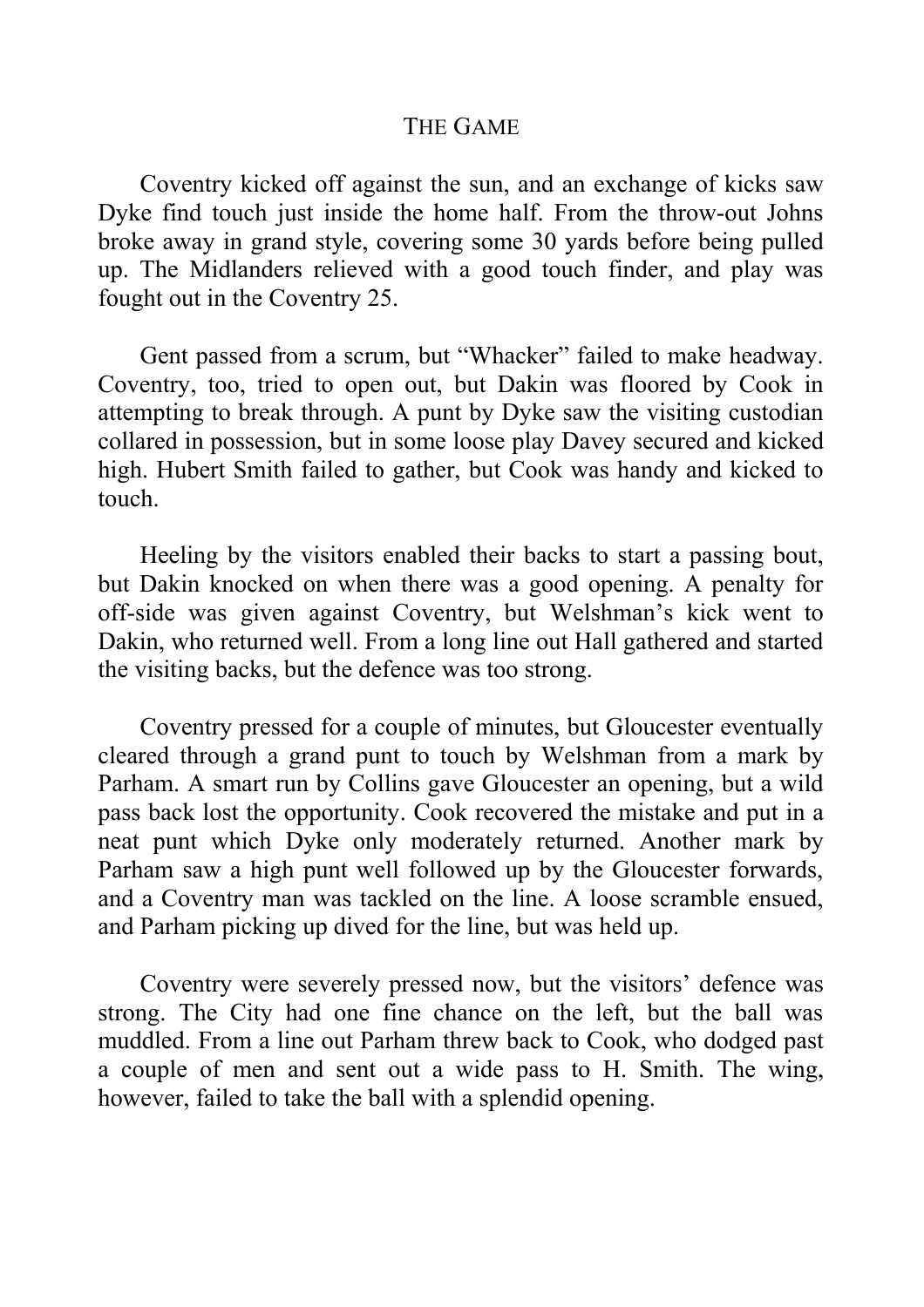## The Game

Coventry kicked off against the sun, and an exchange of kicks saw Dyke find touch just inside the home half. From the throw-out Johns broke away in grand style, covering some 30 yards before being pulled up. The Midlanders relieved with a good touch finder, and play was fought out in the Coventry 25.

Gent passed from a scrum, but "Whacker" failed to make headway. Coventry, too, tried to open out, but Dakin was floored by Cook in attempting to break through. A punt by Dyke saw the visiting custodian collared in possession, but in some loose play Davey secured and kicked high. Hubert Smith failed to gather, but Cook was handy and kicked to touch.

Heeling by the visitors enabled their backs to start a passing bout, but Dakin knocked on when there was a good opening. A penalty for off-side was given against Coventry, but Welshman's kick went to Dakin, who returned well. From a long line out Hall gathered and started the visiting backs, but the defence was too strong.

Coventry pressed for a couple of minutes, but Gloucester eventually cleared through a grand punt to touch by Welshman from a mark by Parham. A smart run by Collins gave Gloucester an opening, but a wild pass back lost the opportunity. Cook recovered the mistake and put in a neat punt which Dyke only moderately returned. Another mark by Parham saw a high punt well followed up by the Gloucester forwards, and a Coventry man was tackled on the line. A loose scramble ensued, and Parham picking up dived for the line, but was held up.

Coventry were severely pressed now, but the visitors' defence was strong. The City had one fine chance on the left, but the ball was muddled. From a line out Parham threw back to Cook, who dodged past a couple of men and sent out a wide pass to H. Smith. The wing, however, failed to take the ball with a splendid opening.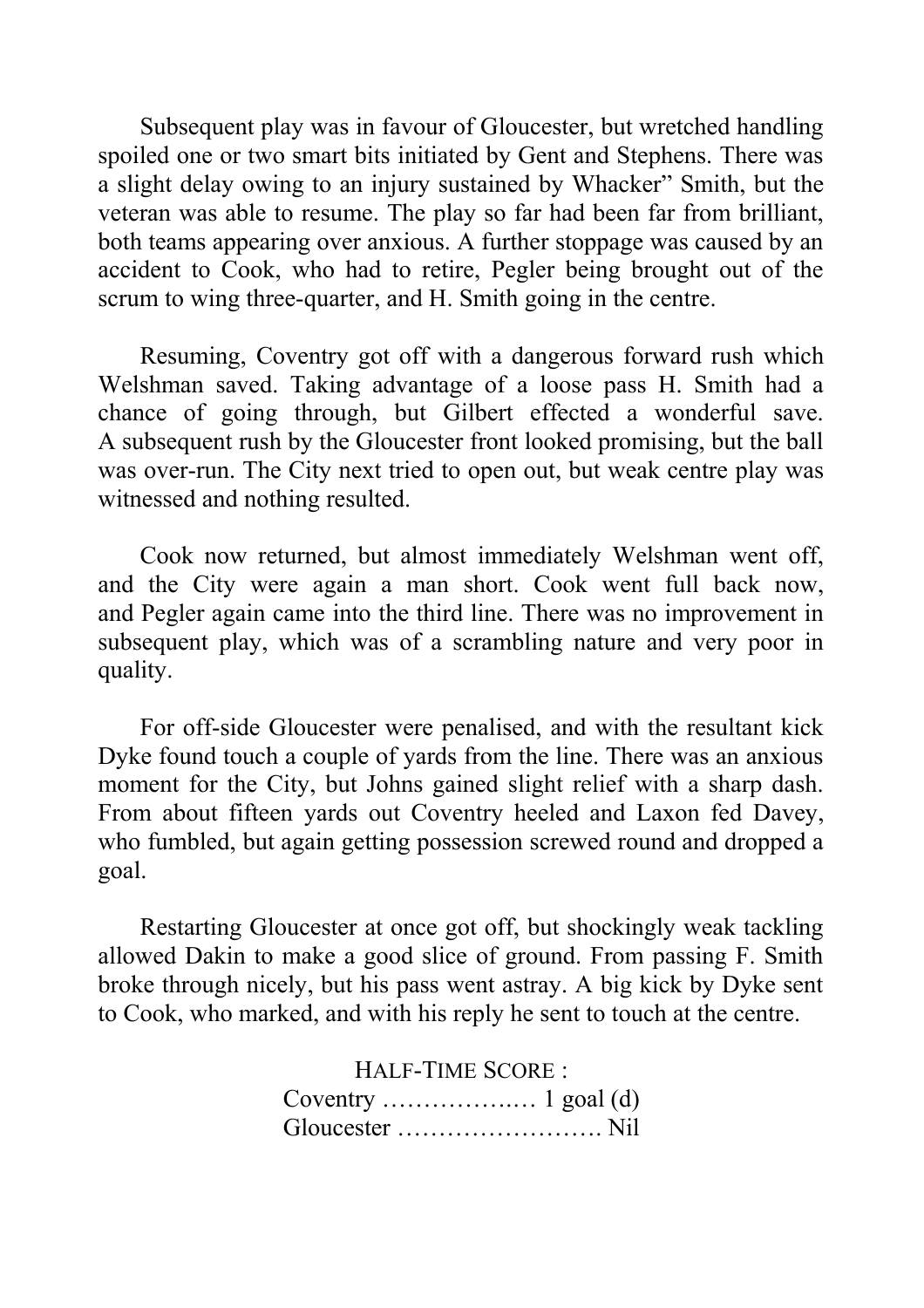Subsequent play was in favour of Gloucester, but wretched handling spoiled one or two smart bits initiated by Gent and Stephens. There was a slight delay owing to an injury sustained by Whacker" Smith, but the veteran was able to resume. The play so far had been far from brilliant, both teams appearing over anxious. A further stoppage was caused by an accident to Cook, who had to retire, Pegler being brought out of the scrum to wing three-quarter, and H. Smith going in the centre.

Resuming, Coventry got off with a dangerous forward rush which Welshman saved. Taking advantage of a loose pass H. Smith had a chance of going through, but Gilbert effected a wonderful save. A subsequent rush by the Gloucester front looked promising, but the ball was over-run. The City next tried to open out, but weak centre play was witnessed and nothing resulted.

Cook now returned, but almost immediately Welshman went off, and the City were again a man short. Cook went full back now, and Pegler again came into the third line. There was no improvement in subsequent play, which was of a scrambling nature and very poor in quality.

For off-side Gloucester were penalised, and with the resultant kick Dyke found touch a couple of yards from the line. There was an anxious moment for the City, but Johns gained slight relief with a sharp dash. From about fifteen yards out Coventry heeled and Laxon fed Davey, who fumbled, but again getting possession screwed round and dropped a goal.

Restarting Gloucester at once got off, but shockingly weak tackling allowed Dakin to make a good slice of ground. From passing F. Smith broke through nicely, but his pass went astray. A big kick by Dyke sent to Cook, who marked, and with his reply he sent to touch at the centre.

HALF-TIME SCORE :
Coventry ……………..… 1 goal (d)
Gloucester ……………………. Nil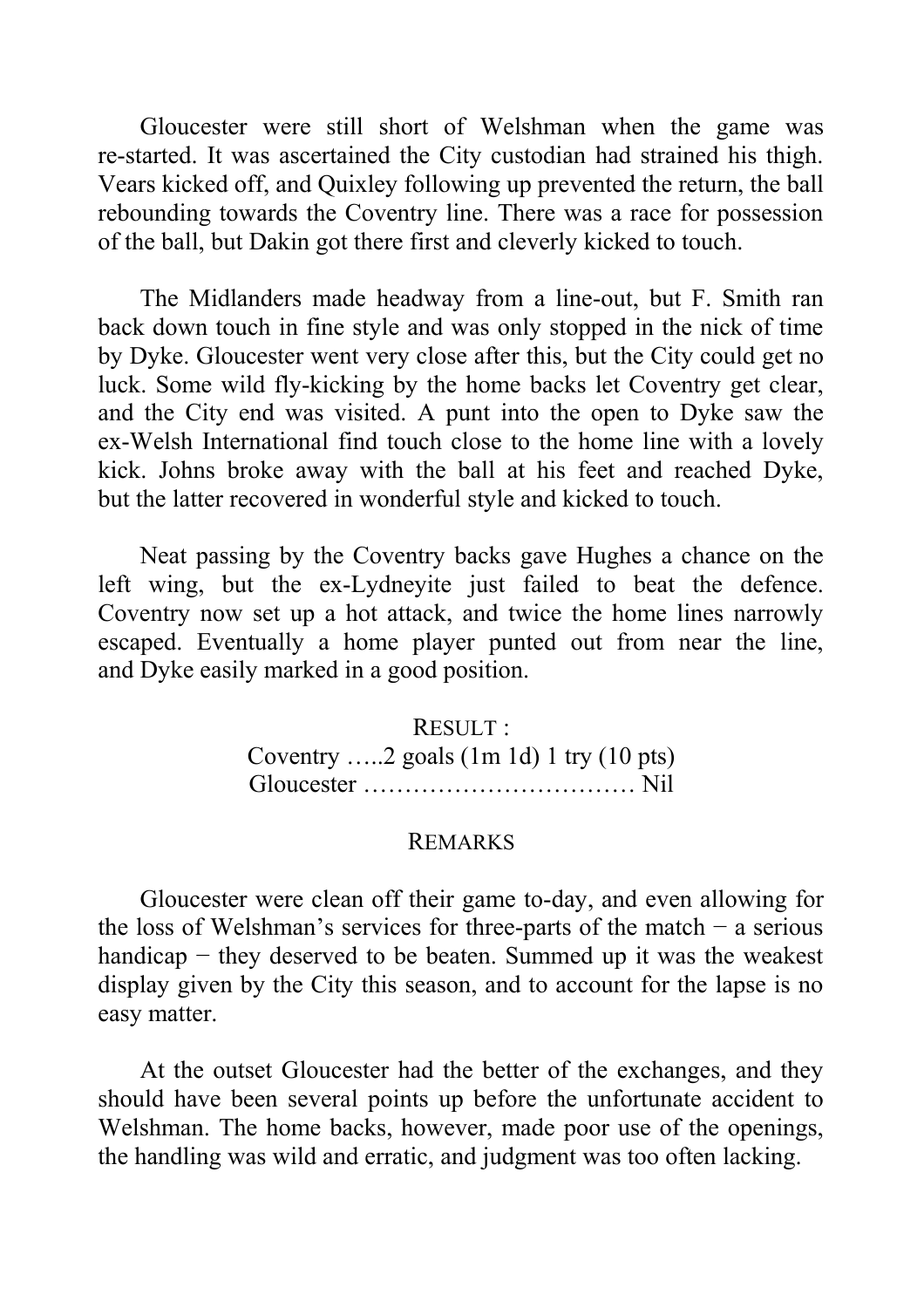Gloucester were still short of Welshman when the game was re-started. It was ascertained the City custodian had strained his thigh. Vears kicked off, and Quixley following up prevented the return, the ball rebounding towards the Coventry line. There was a race for possession of the ball, but Dakin got there first and cleverly kicked to touch.

The Midlanders made headway from a line-out, but F. Smith ran back down touch in fine style and was only stopped in the nick of time by Dyke. Gloucester went very close after this, but the City could get no luck. Some wild fly-kicking by the home backs let Coventry get clear, and the City end was visited. A punt into the open to Dyke saw the ex-Welsh International find touch close to the home line with a lovely kick. Johns broke away with the ball at his feet and reached Dyke, but the latter recovered in wonderful style and kicked to touch.

Neat passing by the Coventry backs gave Hughes a chance on the left wing, but the ex-Lydneyite just failed to beat the defence. Coventry now set up a hot attack, and twice the home lines narrowly escaped. Eventually a home player punted out from near the line, and Dyke easily marked in a good position.

RESULT :

Coventry …..2 goals (1m 1d) 1 try (10 pts)
Gloucester …………………………… Nil

REMARKS

Gloucester were clean off their game to-day, and even allowing for the loss of Welshman's services for three-parts of the match − a serious handicap − they deserved to be beaten. Summed up it was the weakest display given by the City this season, and to account for the lapse is no easy matter.

At the outset Gloucester had the better of the exchanges, and they should have been several points up before the unfortunate accident to Welshman. The home backs, however, made poor use of the openings, the handling was wild and erratic, and judgment was too often lacking.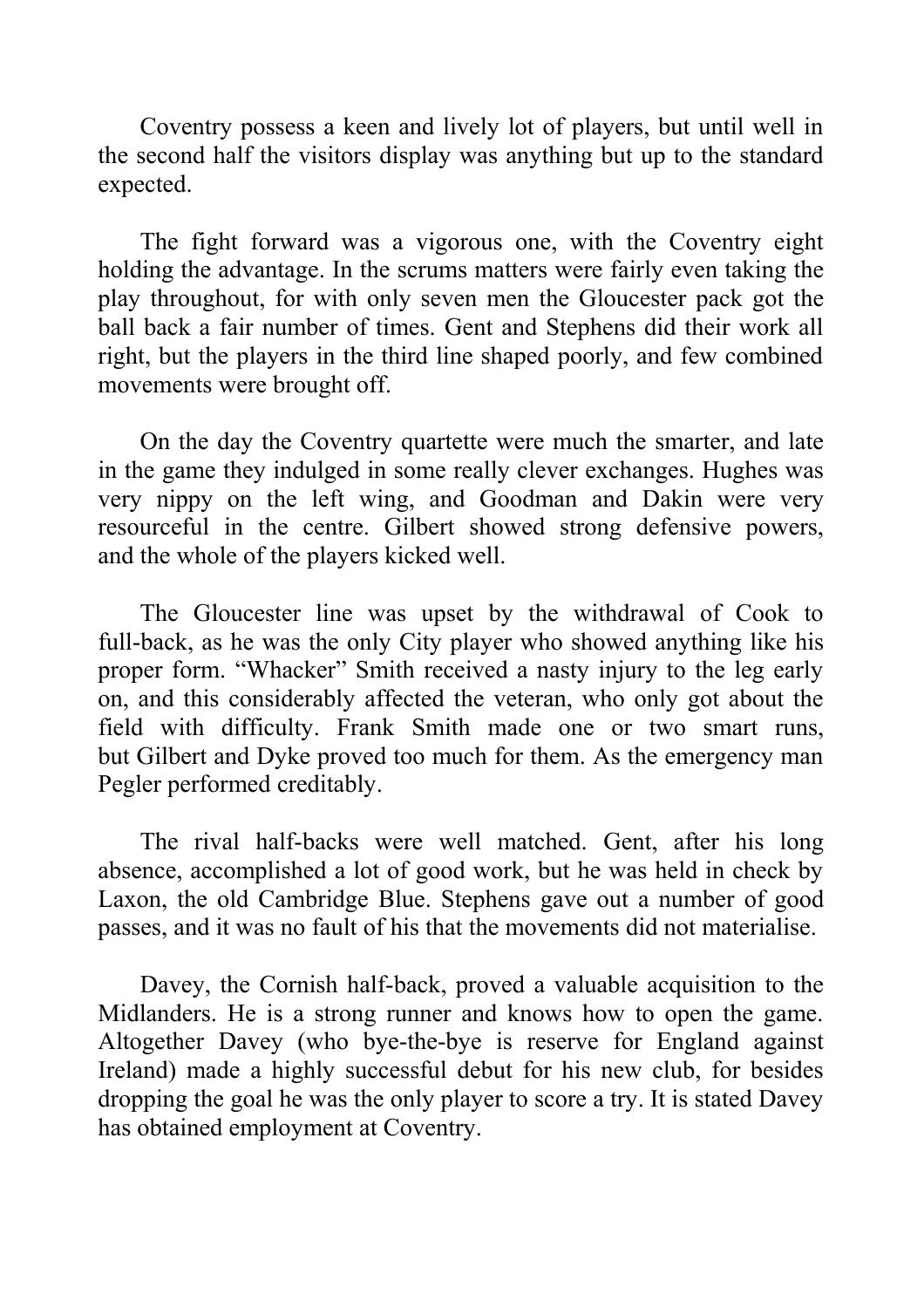Coventry possess a keen and lively lot of players, but until well in the second half the visitors display was anything but up to the standard expected.

The fight forward was a vigorous one, with the Coventry eight holding the advantage. In the scrums matters were fairly even taking the play throughout, for with only seven men the Gloucester pack got the ball back a fair number of times. Gent and Stephens did their work all right, but the players in the third line shaped poorly, and few combined movements were brought off.

On the day the Coventry quartette were much the smarter, and late in the game they indulged in some really clever exchanges. Hughes was very nippy on the left wing, and Goodman and Dakin were very resourceful in the centre. Gilbert showed strong defensive powers, and the whole of the players kicked well.

The Gloucester line was upset by the withdrawal of Cook to full-back, as he was the only City player who showed anything like his proper form. "Whacker" Smith received a nasty injury to the leg early on, and this considerably affected the veteran, who only got about the field with difficulty. Frank Smith made one or two smart runs, but Gilbert and Dyke proved too much for them. As the emergency man Pegler performed creditably.

The rival half-backs were well matched. Gent, after his long absence, accomplished a lot of good work, but he was held in check by Laxon, the old Cambridge Blue. Stephens gave out a number of good passes, and it was no fault of his that the movements did not materialise.

Davey, the Cornish half-back, proved a valuable acquisition to the Midlanders. He is a strong runner and knows how to open the game. Altogether Davey (who bye-the-bye is reserve for England against Ireland) made a highly successful debut for his new club, for besides dropping the goal he was the only player to score a try. It is stated Davey has obtained employment at Coventry.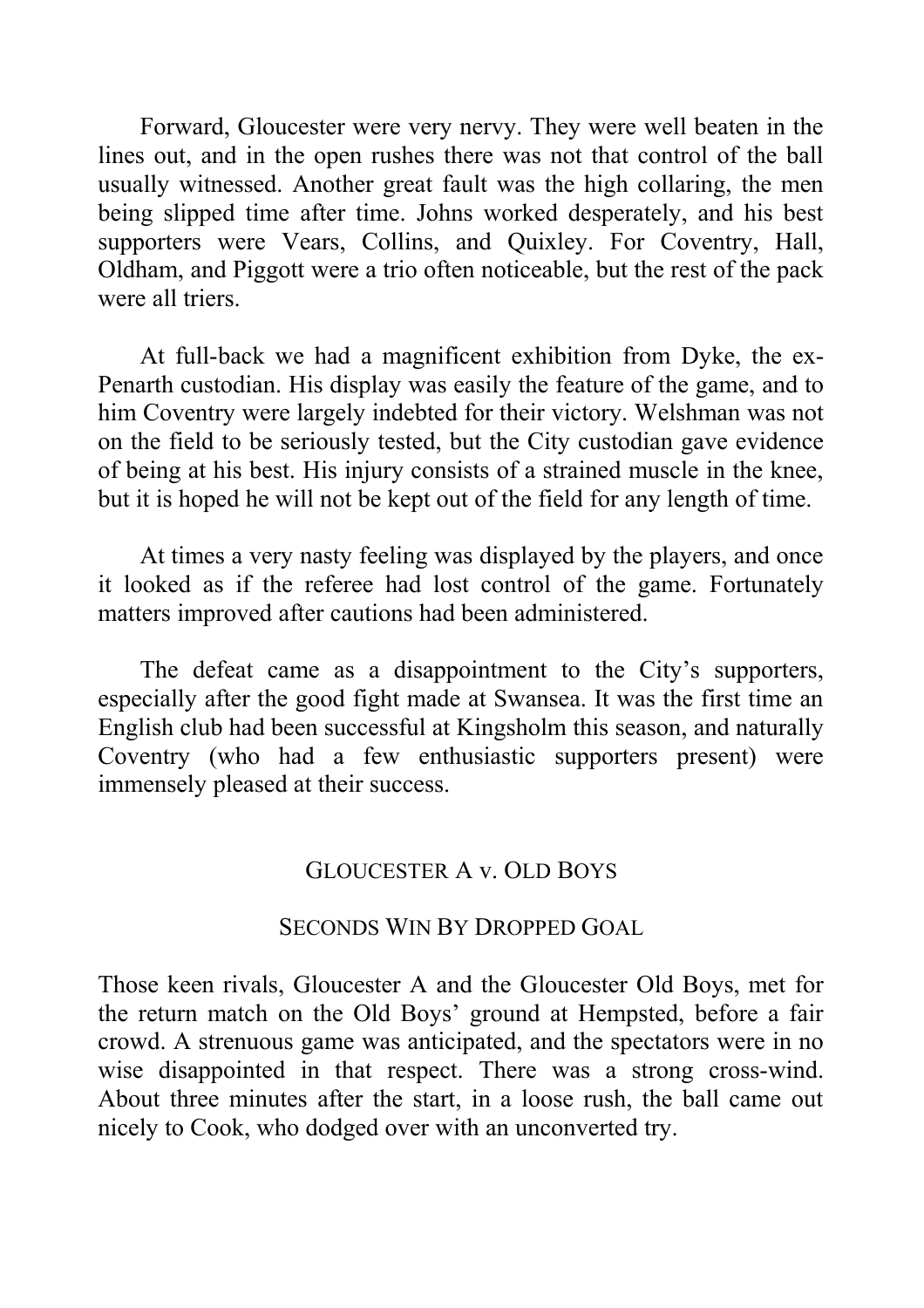Forward, Gloucester were very nervy. They were well beaten in the lines out, and in the open rushes there was not that control of the ball usually witnessed. Another great fault was the high collaring, the men being slipped time after time. Johns worked desperately, and his best supporters were Vears, Collins, and Quixley. For Coventry, Hall, Oldham, and Piggott were a trio often noticeable, but the rest of the pack were all triers.

At full-back we had a magnificent exhibition from Dyke, the ex-Penarth custodian. His display was easily the feature of the game, and to him Coventry were largely indebted for their victory. Welshman was not on the field to be seriously tested, but the City custodian gave evidence of being at his best. His injury consists of a strained muscle in the knee, but it is hoped he will not be kept out of the field for any length of time.

At times a very nasty feeling was displayed by the players, and once it looked as if the referee had lost control of the game. Fortunately matters improved after cautions had been administered.

The defeat came as a disappointment to the City's supporters, especially after the good fight made at Swansea. It was the first time an English club had been successful at Kingsholm this season, and naturally Coventry (who had a few enthusiastic supporters present) were immensely pleased at their success.

## Gloucester A v. Old Boys

### Seconds Win By Dropped Goal

Those keen rivals, Gloucester A and the Gloucester Old Boys, met for the return match on the Old Boys' ground at Hempsted, before a fair crowd. A strenuous game was anticipated, and the spectators were in no wise disappointed in that respect. There was a strong cross-wind. About three minutes after the start, in a loose rush, the ball came out nicely to Cook, who dodged over with an unconverted try.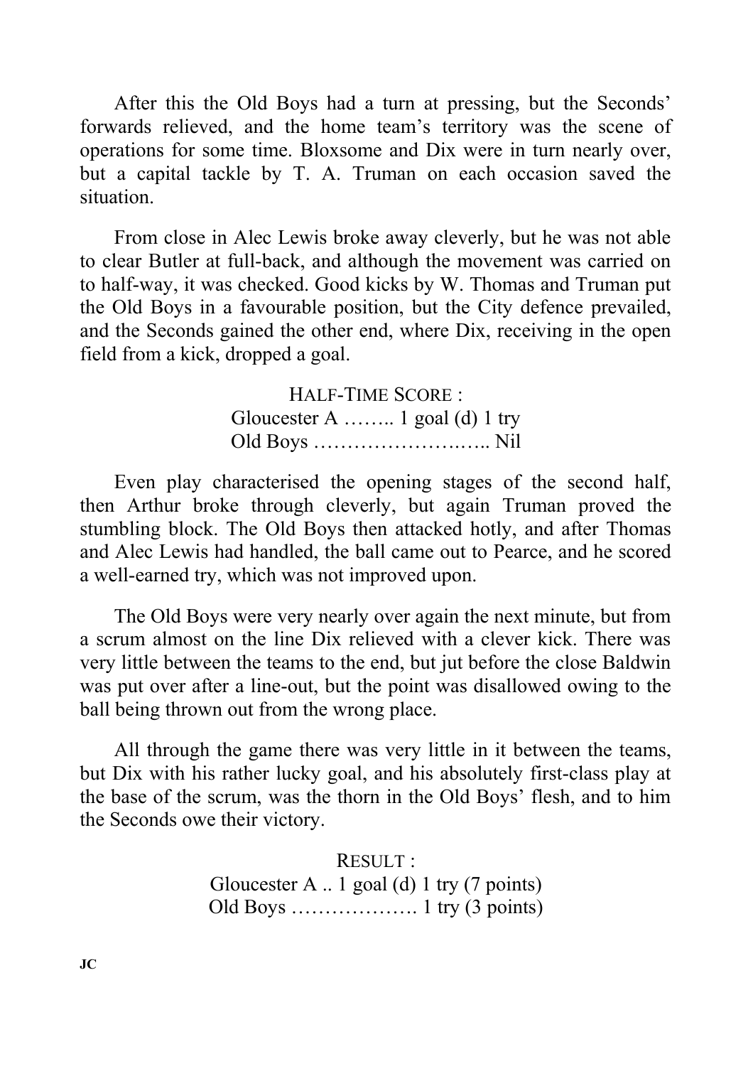After this the Old Boys had a turn at pressing, but the Seconds' forwards relieved, and the home team's territory was the scene of operations for some time. Bloxsome and Dix were in turn nearly over, but a capital tackle by T. A. Truman on each occasion saved the situation.

From close in Alec Lewis broke away cleverly, but he was not able to clear Butler at full-back, and although the movement was carried on to half-way, it was checked. Good kicks by W. Thomas and Truman put the Old Boys in a favourable position, but the City defence prevailed, and the Seconds gained the other end, where Dix, receiving in the open field from a kick, dropped a goal.

HALF-TIME SCORE :
Gloucester A …….. 1 goal (d) 1 try
Old Boys …………………….. Nil

Even play characterised the opening stages of the second half, then Arthur broke through cleverly, but again Truman proved the stumbling block. The Old Boys then attacked hotly, and after Thomas and Alec Lewis had handled, the ball came out to Pearce, and he scored a well-earned try, which was not improved upon.

The Old Boys were very nearly over again the next minute, but from a scrum almost on the line Dix relieved with a clever kick. There was very little between the teams to the end, but jut before the close Baldwin was put over after a line-out, but the point was disallowed owing to the ball being thrown out from the wrong place.

All through the game there was very little in it between the teams, but Dix with his rather lucky goal, and his absolutely first-class play at the base of the scrum, was the thorn in the Old Boys' flesh, and to him the Seconds owe their victory.

RESULT :
Gloucester A .. 1 goal (d) 1 try (7 points)
Old Boys ………………. 1 try (3 points)

JC